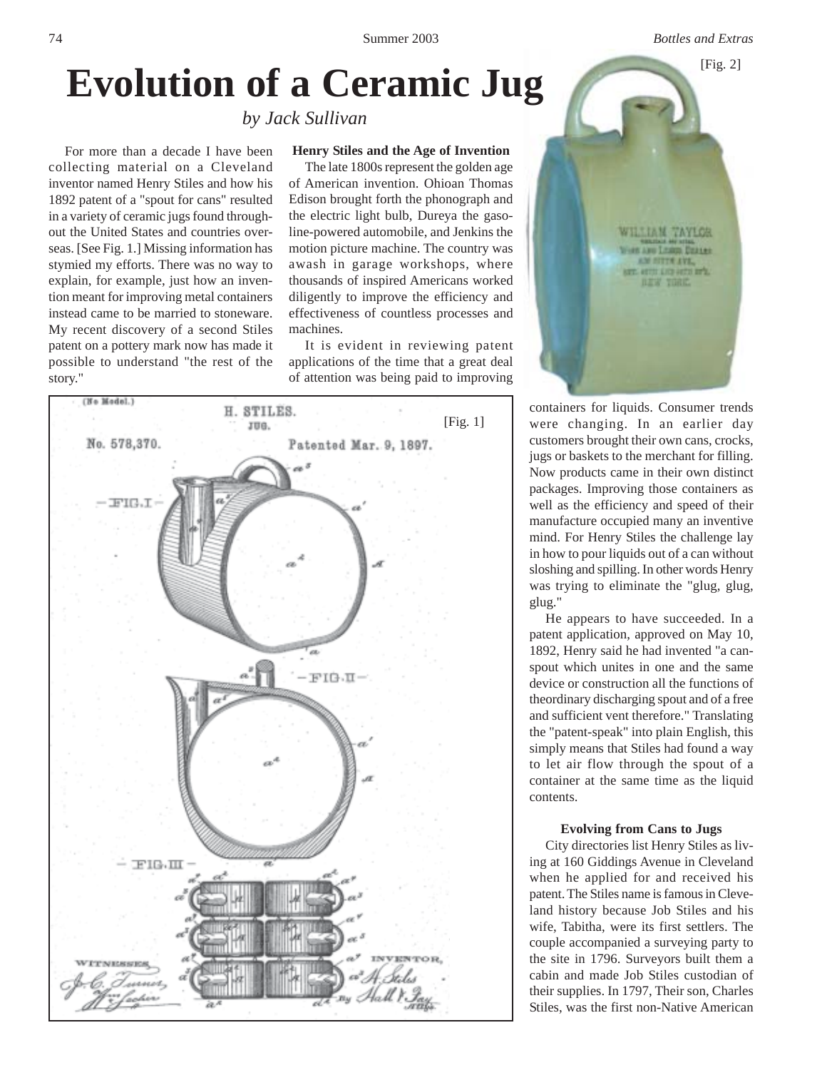# Evolution of a Ceramic Jug

*by Jack Sullivan*

For more than a decade I have been collecting material on a Cleveland inventor named Henry Stiles and how his 1892 patent of a "spout for cans" resulted in a variety of ceramic jugs found throughout the United States and countries overseas. [See Fig. 1.] Missing information has stymied my efforts. There was no way to explain, for example, just how an invention meant for improving metal containers instead came to be married to stoneware. My recent discovery of a second Stiles patent on a pottery mark now has made it possible to understand "the rest of the story."

**Henry Stiles and the Age of Invention**

The late 1800s represent the golden age of American invention. Ohioan Thomas Edison brought forth the phonograph and the electric light bulb, Dureya the gasoline-powered automobile, and Jenkins the motion picture machine. The country was awash in garage workshops, where thousands of inspired Americans worked diligently to improve the efficiency and effectiveness of countless processes and machines.

It is evident in reviewing patent applications of the time that a great deal of attention was being paid to improving containers for liquids. Consumer trends were changing. In an earlier day customers brought their own cans, crocks, jugs or baskets to the merchant for filling. Now products came in their own distinct packages. Improving those containers as well as the efficiency and speed of their manufacture occupied many an inventive mind. For Henry Stiles the challenge lay in how to pour liquids out of a can without sloshing and spilling. In other words Henry was trying to eliminate the "glug, glug, glug."

He appears to have succeeded. In a patent application, approved on May 10, 1892, Henry said he had invented "a can-spout which unites in one and the same device or construction all the functions of theordinary discharging spout and of a free and sufficient vent therefore." Translating the "patent-speak" into plain English, this simply means that Stiles had found a way to let air flow through the spout of a container at the same time as the liquid contents.

[Fig. 1]

[Fig. 2]

**Evolving from Cans to Jugs**

City directories list Henry Stiles as living at 160 Giddings Avenue in Cleveland when he applied for and received his patent. The Stiles name is famous in Cleveland history because Job Stiles and his wife, Tabitha, were its first settlers. The couple accompanied a surveying party to the site in 1796. Surveyors built them a cabin and made Job Stiles custodian of their supplies. In 1797, Their son, Charles Stiles, was the first non-Native American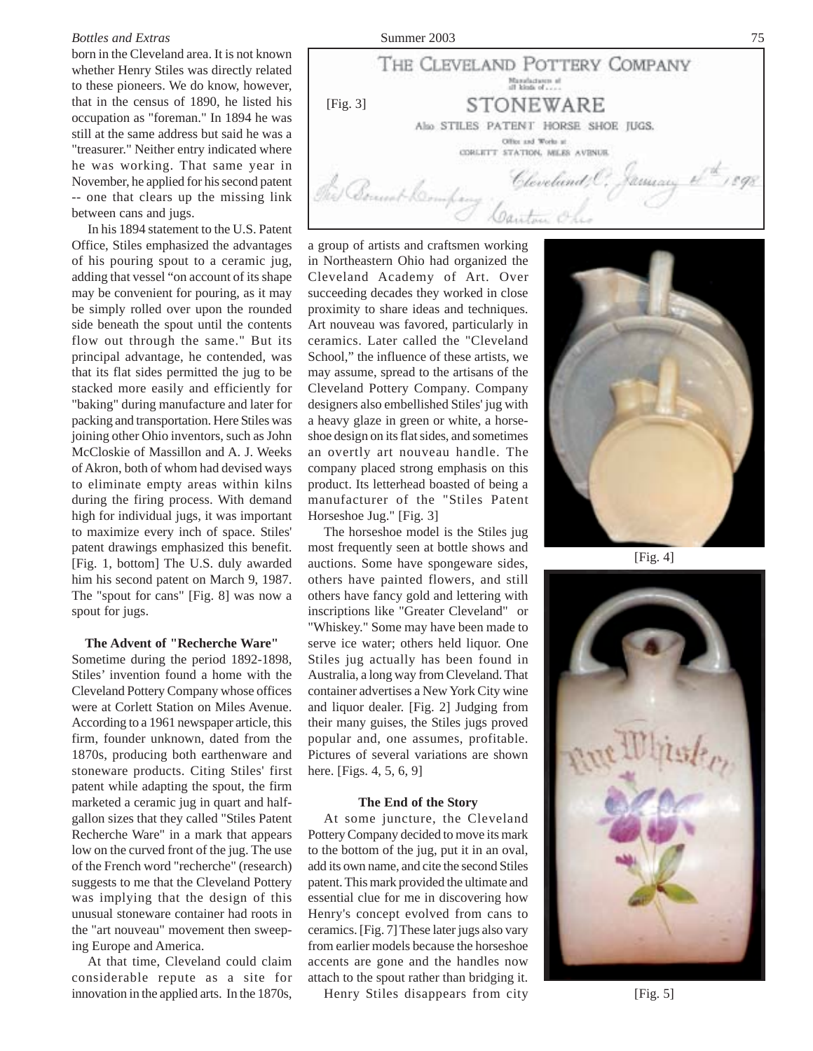born in the Cleveland area. It is not known whether Henry Stiles was directly related to these pioneers. We do know, however, that in the census of 1890, he listed his occupation as "foreman." In 1894 he was still at the same address but said he was a "treasurer." Neither entry indicated where he was working. That same year in November, he applied for his second patent -- one that clears up the missing link between cans and jugs.

In his 1894 statement to the U.S. Patent Office, Stiles emphasized the advantages of his pouring spout to a ceramic jug, adding that vessel "on account of its shape may be convenient for pouring, as it may be simply rolled over upon the rounded side beneath the spout until the contents flow out through the same." But its principal advantage, he contended, was that its flat sides permitted the jug to be stacked more easily and efficiently for "baking" during manufacture and later for packing and transportation. Here Stiles was joining other Ohio inventors, such as John McCloskie of Massillon and A. J. Weeks of Akron, both of whom had devised ways to eliminate empty areas within kilns during the firing process. With demand high for individual jugs, it was important to maximize every inch of space. Stiles' patent drawings emphasized this benefit. [Fig. 1, bottom] The U.S. duly awarded him his second patent on March 9, 1987. The "spout for cans" [Fig. 8] was now a spout for jugs.

### The Advent of "Recherche Ware"

Sometime during the period 1892-1898, Stiles' invention found a home with the Cleveland Pottery Company whose offices were at Corlett Station on Miles Avenue. According to a 1961 newspaper article, this firm, founder unknown, dated from the 1870s, producing both earthenware and stoneware products. Citing Stiles' first patent while adapting the spout, the firm marketed a ceramic jug in quart and half-gallon sizes that they called "Stiles Patent Recherche Ware" in a mark that appears low on the curved front of the jug. The use of the French word "recherche" (research) suggests to me that the Cleveland Pottery was implying that the design of this unusual stoneware container had roots in the "art nouveau" movement then sweeping Europe and America.

At that time, Cleveland could claim considerable repute as a site for innovation in the applied arts. In the 1870s, a group of artists and craftsmen working in Northeastern Ohio had organized the Cleveland Academy of Art. Over succeeding decades they worked in close proximity to share ideas and techniques. Art nouveau was favored, particularly in ceramics. Later called the "Cleveland School," the influence of these artists, we may assume, spread to the artisans of the Cleveland Pottery Company. Company designers also embellished Stiles' jug with a heavy glaze in green or white, a horseshoe design on its flat sides, and sometimes an overtly art nouveau handle. The company placed strong emphasis on this product. Its letterhead boasted of being a manufacturer of the "Stiles Patent Horseshoe Jug." [Fig. 3]

THE CLEVELAND POTTERY COMPANY
Manufacturers of all kinds of....
STONEWARE
Also STILES PATENT HORSE SHOE JUGS.
Office and Works at CORLETT STATION, MILES AVENUE
Cleveland, O., January 8th 1898
The Bonnet Company
Canton Ohio

[Fig. 3]

The horseshoe model is the Stiles jug most frequently seen at bottle shows and auctions. Some have spongeware sides, others have painted flowers, and still others have fancy gold and lettering with inscriptions like "Greater Cleveland" or "Whiskey." Some may have been made to serve ice water; others held liquor. One Stiles jug actually has been found in Australia, a long way from Cleveland. That container advertises a New York City wine and liquor dealer. [Fig. 2] Judging from their many guises, the Stiles jugs proved popular and, one assumes, profitable. Pictures of several variations are shown here. [Figs. 4, 5, 6, 9]

[Fig. 4]

[Fig. 5]

### The End of the Story

At some juncture, the Cleveland Pottery Company decided to move its mark to the bottom of the jug, put it in an oval, add its own name, and cite the second Stiles patent. This mark provided the ultimate and essential clue for me in discovering how Henry's concept evolved from cans to ceramics. [Fig. 7] These later jugs also vary from earlier models because the horseshoe accents are gone and the handles now attach to the spout rather than bridging it.

Henry Stiles disappears from city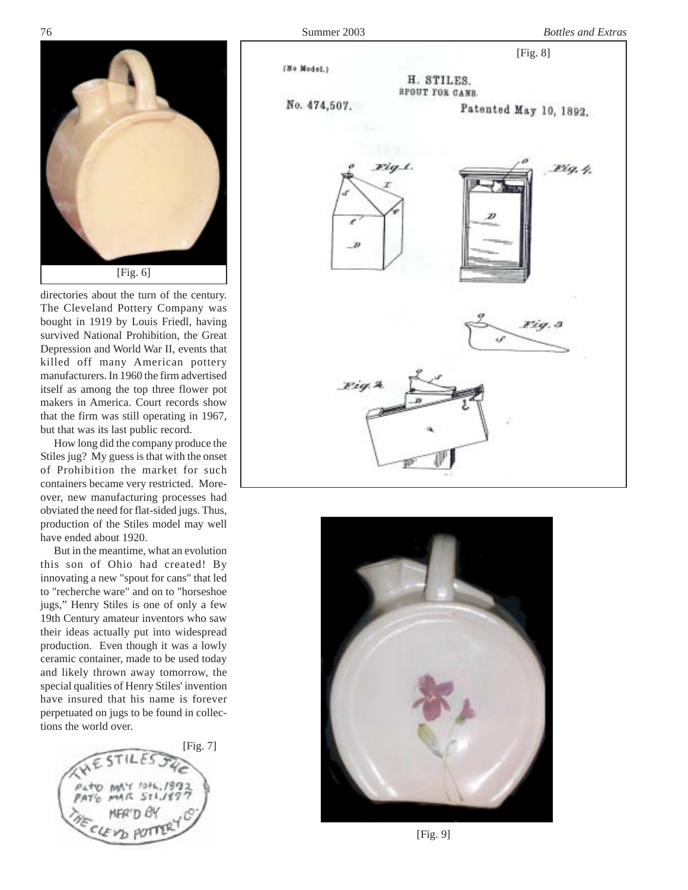[Fig. 6]

directories about the turn of the century. The Cleveland Pottery Company was bought in 1919 by Louis Friedl, having survived National Prohibition, the Great Depression and World War II, events that killed off many American pottery manufacturers. In 1960 the firm advertised itself as among the top three flower pot makers in America. Court records show that the firm was still operating in 1967, but that was its last public record.

How long did the company produce the Stiles jug? My guess is that with the onset of Prohibition the market for such containers became very restricted. Moreover, new manufacturing processes had obviated the need for flat-sided jugs. Thus, production of the Stiles model may well have ended about 1920.

But in the meantime, what an evolution this son of Ohio had created! By innovating a new "spout for cans" that led to "recherche ware" and on to "horseshoe jugs," Henry Stiles is one of only a few 19th Century amateur inventors who saw their ideas actually put into widespread production. Even though it was a lowly ceramic container, made to be used today and likely thrown away tomorrow, the special qualities of Henry Stiles' invention have insured that his name is forever perpetuated on jugs to be found in collections the world over.

[Fig. 7]

[Fig. 8]

[Fig. 9]